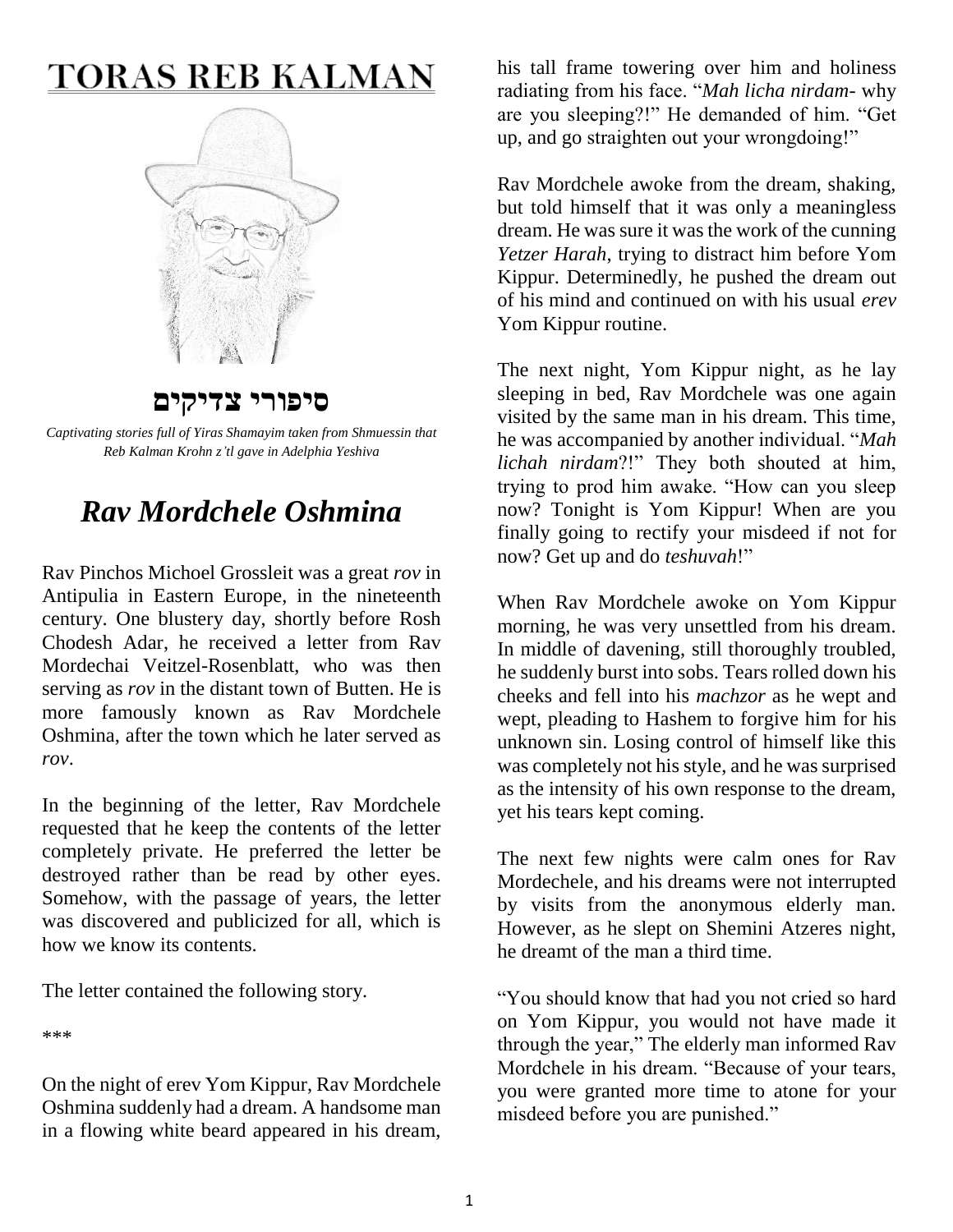# TORAS REB KALMAN

## סיפורי צדיקים

*Captivating stories full of Yiras Shamayim taken from Shmuessin that Reb Kalman Krohn z'tl gave in Adelphia Yeshiva*

## *Rav Mordchele Oshmina*

Rav Pinchos Michoel Grossleit was a great *rov* in Antipulia in Eastern Europe, in the nineteenth century. One blustery day, shortly before Rosh Chodesh Adar, he received a letter from Rav Mordechai Veitzel-Rosenblatt, who was then serving as *rov* in the distant town of Butten. He is more famously known as Rav Mordchele Oshmina, after the town which he later served as *rov*.

In the beginning of the letter, Rav Mordchele requested that he keep the contents of the letter completely private. He preferred the letter be destroyed rather than be read by other eyes. Somehow, with the passage of years, the letter was discovered and publicized for all, which is how we know its contents.

The letter contained the following story.

\*\*\*

On the night of erev Yom Kippur, Rav Mordchele Oshmina suddenly had a dream. A handsome man in a flowing white beard appeared in his dream, his tall frame towering over him and holiness radiating from his face. "*Mah licha nirdam*- why are you sleeping?!" He demanded of him. "Get up, and go straighten out your wrongdoing!"

Rav Mordchele awoke from the dream, shaking, but told himself that it was only a meaningless dream. He was sure it was the work of the cunning *Yetzer Harah*, trying to distract him before Yom Kippur. Determinedly, he pushed the dream out of his mind and continued on with his usual *erev* Yom Kippur routine.

The next night, Yom Kippur night, as he lay sleeping in bed, Rav Mordchele was one again visited by the same man in his dream. This time, he was accompanied by another individual. "*Mah lichah nirdam*?!" They both shouted at him, trying to prod him awake. "How can you sleep now? Tonight is Yom Kippur! When are you finally going to rectify your misdeed if not for now? Get up and do *teshuvah*!"

When Rav Mordchele awoke on Yom Kippur morning, he was very unsettled from his dream. In middle of davening, still thoroughly troubled, he suddenly burst into sobs. Tears rolled down his cheeks and fell into his *machzor* as he wept and wept, pleading to Hashem to forgive him for his unknown sin. Losing control of himself like this was completely not his style, and he was surprised as the intensity of his own response to the dream, yet his tears kept coming.

The next few nights were calm ones for Rav Mordechele, and his dreams were not interrupted by visits from the anonymous elderly man. However, as he slept on Shemini Atzeres night, he dreamt of the man a third time.

"You should know that had you not cried so hard on Yom Kippur, you would not have made it through the year," The elderly man informed Rav Mordchele in his dream. "Because of your tears, you were granted more time to atone for your misdeed before you are punished."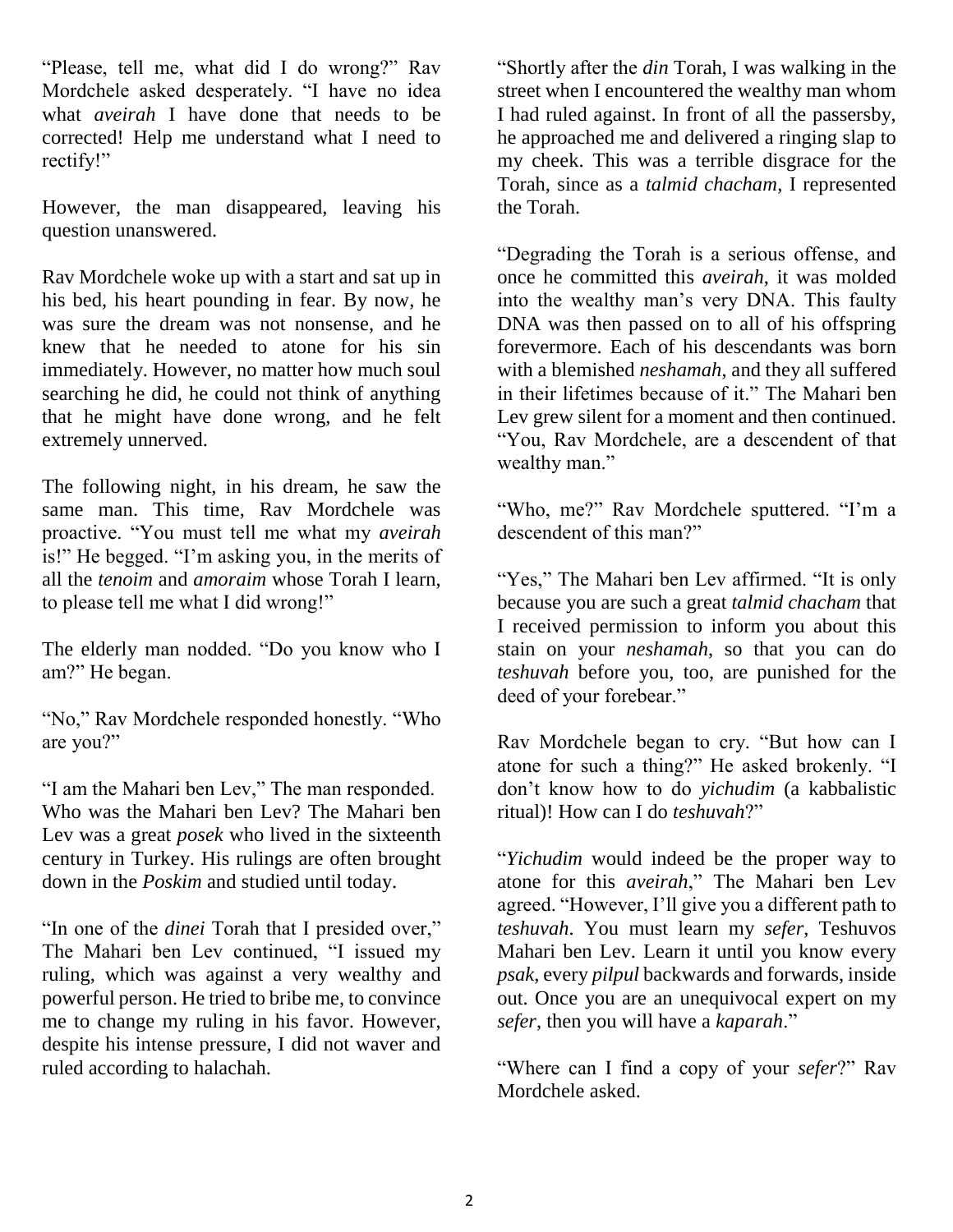"Please, tell me, what did I do wrong?" Rav Mordchele asked desperately. "I have no idea what *aveirah* I have done that needs to be corrected! Help me understand what I need to rectify!"

However, the man disappeared, leaving his question unanswered.

Rav Mordchele woke up with a start and sat up in his bed, his heart pounding in fear. By now, he was sure the dream was not nonsense, and he knew that he needed to atone for his sin immediately. However, no matter how much soul searching he did, he could not think of anything that he might have done wrong, and he felt extremely unnerved.

The following night, in his dream, he saw the same man. This time, Rav Mordchele was proactive. "You must tell me what my *aveirah* is!" He begged. "I'm asking you, in the merits of all the *tenoim* and *amoraim* whose Torah I learn, to please tell me what I did wrong!"

The elderly man nodded. "Do you know who I am?" He began.

"No," Rav Mordchele responded honestly. "Who are you?"

"I am the Mahari ben Lev," The man responded. Who was the Mahari ben Lev? The Mahari ben Lev was a great *posek* who lived in the sixteenth century in Turkey. His rulings are often brought down in the *Poskim* and studied until today.

"In one of the *dinei* Torah that I presided over," The Mahari ben Lev continued, "I issued my ruling, which was against a very wealthy and powerful person. He tried to bribe me, to convince me to change my ruling in his favor. However, despite his intense pressure, I did not waver and ruled according to halachah.

"Shortly after the *din* Torah, I was walking in the street when I encountered the wealthy man whom I had ruled against. In front of all the passersby, he approached me and delivered a ringing slap to my cheek. This was a terrible disgrace for the Torah, since as a *talmid chacham*, I represented the Torah.

"Degrading the Torah is a serious offense, and once he committed this *aveirah*, it was molded into the wealthy man's very DNA. This faulty DNA was then passed on to all of his offspring forevermore. Each of his descendants was born with a blemished *neshamah*, and they all suffered in their lifetimes because of it." The Mahari ben Lev grew silent for a moment and then continued. "You, Rav Mordchele, are a descendent of that wealthy man."

"Who, me?" Rav Mordchele sputtered. "I'm a descendent of this man?"

"Yes," The Mahari ben Lev affirmed. "It is only because you are such a great *talmid chacham* that I received permission to inform you about this stain on your *neshamah*, so that you can do *teshuvah* before you, too, are punished for the deed of your forebear."

Rav Mordchele began to cry. "But how can I atone for such a thing?" He asked brokenly. "I don't know how to do *yichudim* (a kabbalistic ritual)! How can I do *teshuvah*?"

"*Yichudim* would indeed be the proper way to atone for this *aveirah*," The Mahari ben Lev agreed. "However, I'll give you a different path to *teshuvah*. You must learn my *sefer*, Teshuvos Mahari ben Lev. Learn it until you know every *psak*, every *pilpul* backwards and forwards, inside out. Once you are an unequivocal expert on my *sefer*, then you will have a *kaparah*."

"Where can I find a copy of your *sefer*?" Rav Mordchele asked.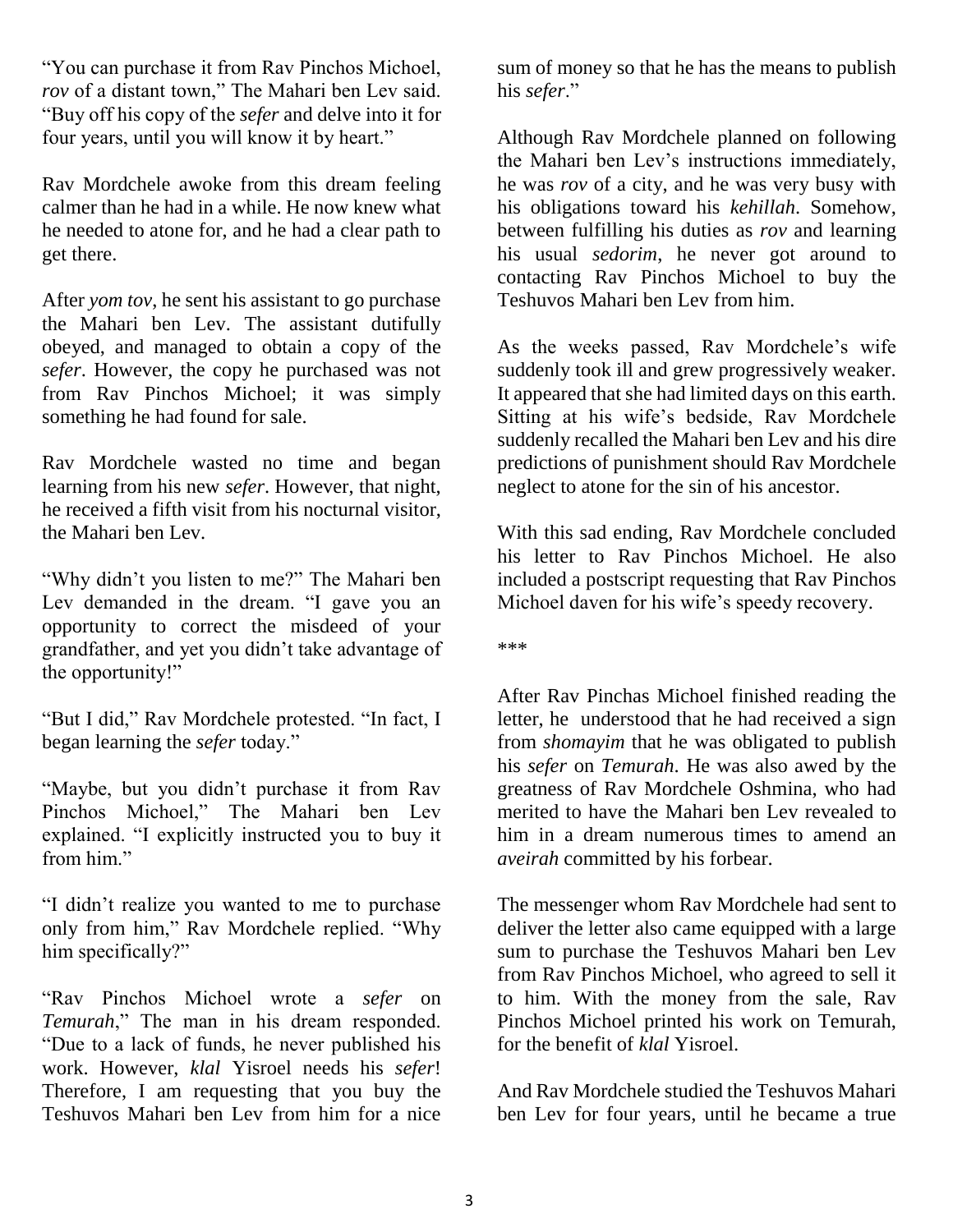"You can purchase it from Rav Pinchos Michoel, *rov* of a distant town," The Mahari ben Lev said. "Buy off his copy of the *sefer* and delve into it for four years, until you will know it by heart."

Rav Mordchele awoke from this dream feeling calmer than he had in a while. He now knew what he needed to atone for, and he had a clear path to get there.

After *yom tov*, he sent his assistant to go purchase the Mahari ben Lev. The assistant dutifully obeyed, and managed to obtain a copy of the *sefer*. However, the copy he purchased was not from Rav Pinchos Michoel; it was simply something he had found for sale.

Rav Mordchele wasted no time and began learning from his new *sefer*. However, that night, he received a fifth visit from his nocturnal visitor, the Mahari ben Lev.

"Why didn't you listen to me?" The Mahari ben Lev demanded in the dream. "I gave you an opportunity to correct the misdeed of your grandfather, and yet you didn't take advantage of the opportunity!"

"But I did," Rav Mordchele protested. "In fact, I began learning the *sefer* today."

"Maybe, but you didn't purchase it from Rav Pinchos Michoel," The Mahari ben Lev explained. "I explicitly instructed you to buy it from him."

"I didn't realize you wanted to me to purchase only from him," Rav Mordchele replied. "Why him specifically?"

"Rav Pinchos Michoel wrote a *sefer* on *Temurah*," The man in his dream responded. "Due to a lack of funds, he never published his work. However, *klal* Yisroel needs his *sefer*! Therefore, I am requesting that you buy the Teshuvos Mahari ben Lev from him for a nice sum of money so that he has the means to publish his *sefer*."

Although Rav Mordchele planned on following the Mahari ben Lev's instructions immediately, he was *rov* of a city, and he was very busy with his obligations toward his *kehillah.* Somehow, between fulfilling his duties as *rov* and learning his usual *sedorim*, he never got around to contacting Rav Pinchos Michoel to buy the Teshuvos Mahari ben Lev from him.

As the weeks passed, Rav Mordchele's wife suddenly took ill and grew progressively weaker. It appeared that she had limited days on this earth. Sitting at his wife's bedside, Rav Mordchele suddenly recalled the Mahari ben Lev and his dire predictions of punishment should Rav Mordchele neglect to atone for the sin of his ancestor.

With this sad ending, Rav Mordchele concluded his letter to Rav Pinchos Michoel. He also included a postscript requesting that Rav Pinchos Michoel daven for his wife's speedy recovery.

\*\*\*

After Rav Pinchas Michoel finished reading the letter, he understood that he had received a sign from *shomayim* that he was obligated to publish his *sefer* on *Temurah*. He was also awed by the greatness of Rav Mordchele Oshmina, who had merited to have the Mahari ben Lev revealed to him in a dream numerous times to amend an *aveirah* committed by his forbear.

The messenger whom Rav Mordchele had sent to deliver the letter also came equipped with a large sum to purchase the Teshuvos Mahari ben Lev from Rav Pinchos Michoel, who agreed to sell it to him. With the money from the sale, Rav Pinchos Michoel printed his work on Temurah, for the benefit of *klal* Yisroel.

And Rav Mordchele studied the Teshuvos Mahari ben Lev for four years, until he became a true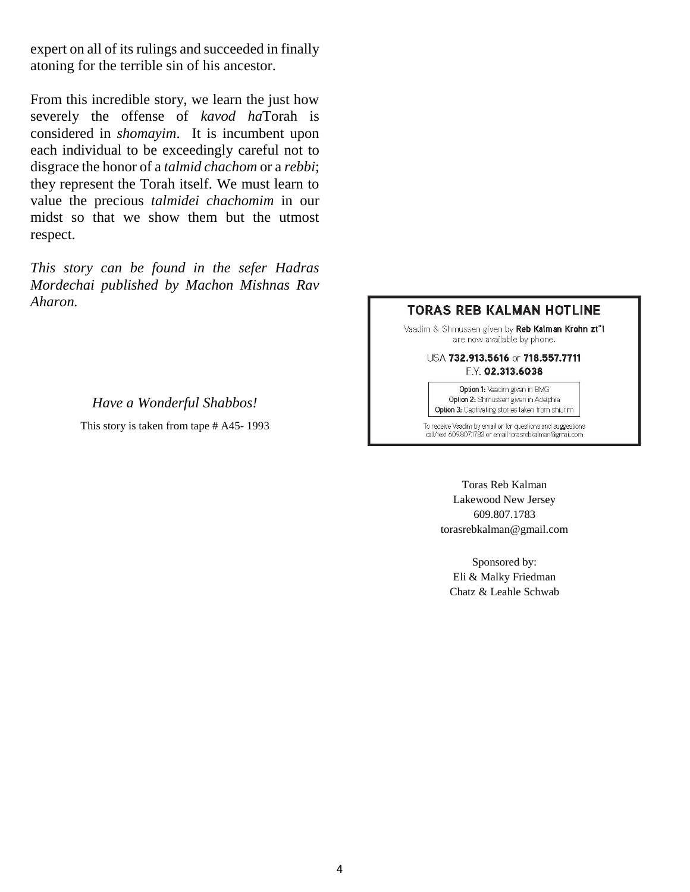expert on all of its rulings and succeeded in finally atoning for the terrible sin of his ancestor.

From this incredible story, we learn the just how severely the offense of *kavod ha*Torah is considered in *shomayim*. It is incumbent upon each individual to be exceedingly careful not to disgrace the honor of a *talmid chachom* or a *rebbi*; they represent the Torah itself. We must learn to value the precious *talmidei chachomim* in our midst so that we show them but the utmost respect.

*This story can be found in the sefer Hadras Mordechai published by Machon Mishnas Rav Aharon.*

*Have a Wonderful Shabbos!*

This story is taken from tape # A45- 1993

**TORAS REB KALMAN HOTLINE**

Vaadim & Shmussen given by **Reb Kalman Krohn zt"l** are now available by phone.

USA **732.913.5616** or **718.557.7711**
E.Y. **02.313.6038**

**Option 1:** Vaadim given in BMG
**Option 2:** Shmussen given in Adelphia
**Option 3:** Captivating stories taken from shiurim

To receive Vaadim by email or for questions and suggestions call/text 609.807.1783 or email torasrebkalman@gmail.com

Toras Reb Kalman
Lakewood New Jersey
609.807.1783
torasrebkalman@gmail.com

Sponsored by:
Eli & Malky Friedman
Chatz & Leahle Schwab